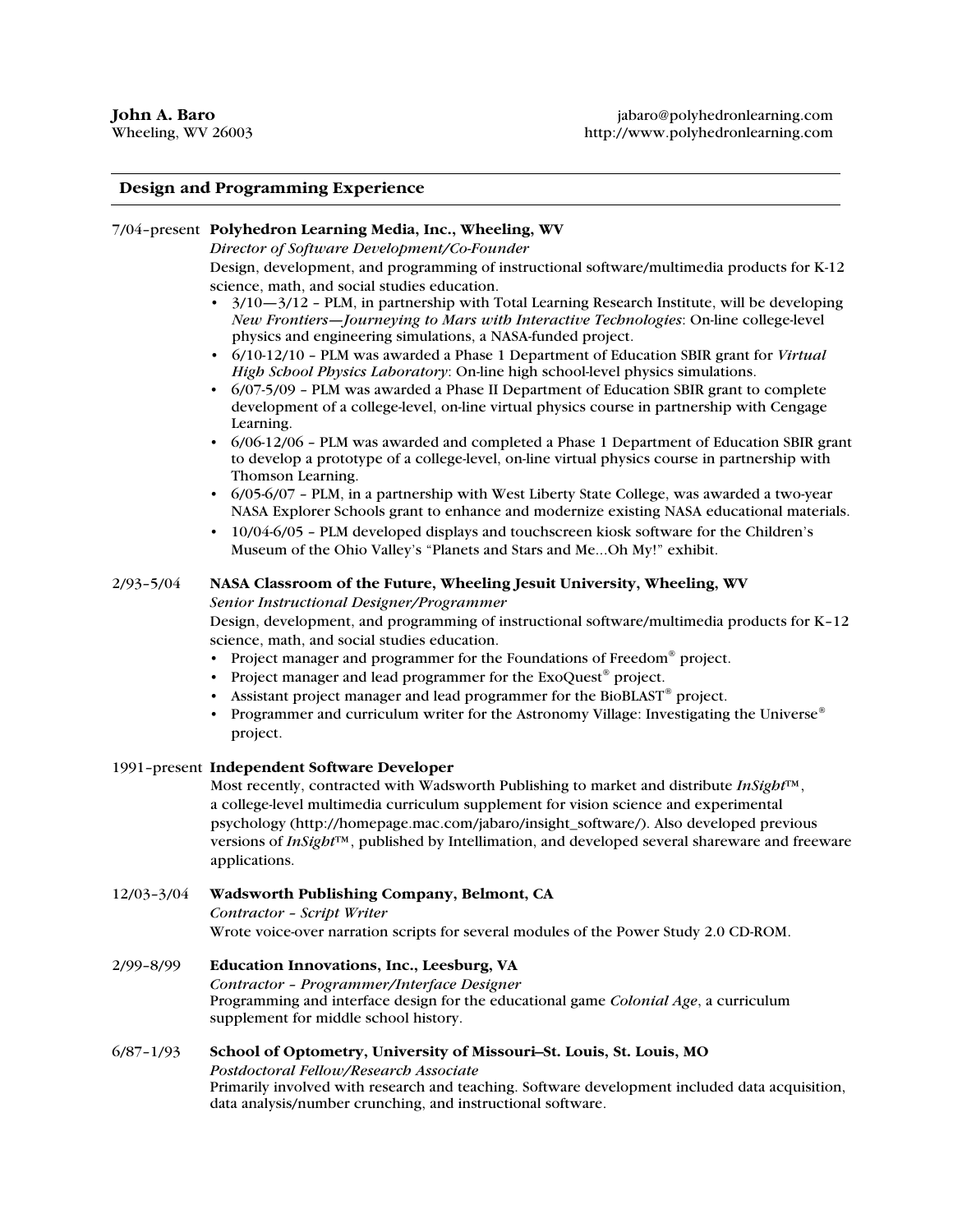**John A. Baro**
Wheeling, WV 26003

jabaro@polyhedronlearning.com
http://www.polyhedronlearning.com

## Design and Programming Experience

7/04–present **Polyhedron Learning Media, Inc., Wheeling, WV**
*Director of Software Development/Co-Founder*
Design, development, and programming of instructional software/multimedia products for K-12 science, math, and social studies education.

- 3/10—3/12 – PLM, in partnership with Total Learning Research Institute, will be developing *New Frontiers—Journeying to Mars with Interactive Technologies*: On-line college-level physics and engineering simulations, a NASA-funded project.
- 6/10-12/10 – PLM was awarded a Phase 1 Department of Education SBIR grant for *Virtual High School Physics Laboratory*: On-line high school-level physics simulations.
- 6/07-5/09 – PLM was awarded a Phase II Department of Education SBIR grant to complete development of a college-level, on-line virtual physics course in partnership with Cengage Learning.
- 6/06-12/06 – PLM was awarded and completed a Phase 1 Department of Education SBIR grant to develop a prototype of a college-level, on-line virtual physics course in partnership with Thomson Learning.
- 6/05-6/07 – PLM, in a partnership with West Liberty State College, was awarded a two-year NASA Explorer Schools grant to enhance and modernize existing NASA educational materials.
- 10/04-6/05 – PLM developed displays and touchscreen kiosk software for the Children's Museum of the Ohio Valley's "Planets and Stars and Me...Oh My!" exhibit.

2/93–5/04 **NASA Classroom of the Future, Wheeling Jesuit University, Wheeling, WV**
*Senior Instructional Designer/Programmer*
Design, development, and programming of instructional software/multimedia products for K–12 science, math, and social studies education.

- Project manager and programmer for the Foundations of Freedom® project.
- Project manager and lead programmer for the ExoQuest® project.
- Assistant project manager and lead programmer for the BioBLAST® project.
- Programmer and curriculum writer for the Astronomy Village: Investigating the Universe® project.

1991–present **Independent Software Developer**
Most recently, contracted with Wadsworth Publishing to market and distribute *InSight*™, a college-level multimedia curriculum supplement for vision science and experimental psychology (http://homepage.mac.com/jabaro/insight_software/). Also developed previous versions of *InSight*™, published by Intellimation, and developed several shareware and freeware applications.

12/03–3/04 **Wadsworth Publishing Company, Belmont, CA**
*Contractor – Script Writer*
Wrote voice-over narration scripts for several modules of the Power Study 2.0 CD-ROM.

2/99–8/99 **Education Innovations, Inc., Leesburg, VA**
*Contractor – Programmer/Interface Designer*
Programming and interface design for the educational game *Colonial Age*, a curriculum supplement for middle school history.

6/87–1/93 **School of Optometry, University of Missouri–St. Louis, St. Louis, MO**
*Postdoctoral Fellow/Research Associate*
Primarily involved with research and teaching. Software development included data acquisition, data analysis/number crunching, and instructional software.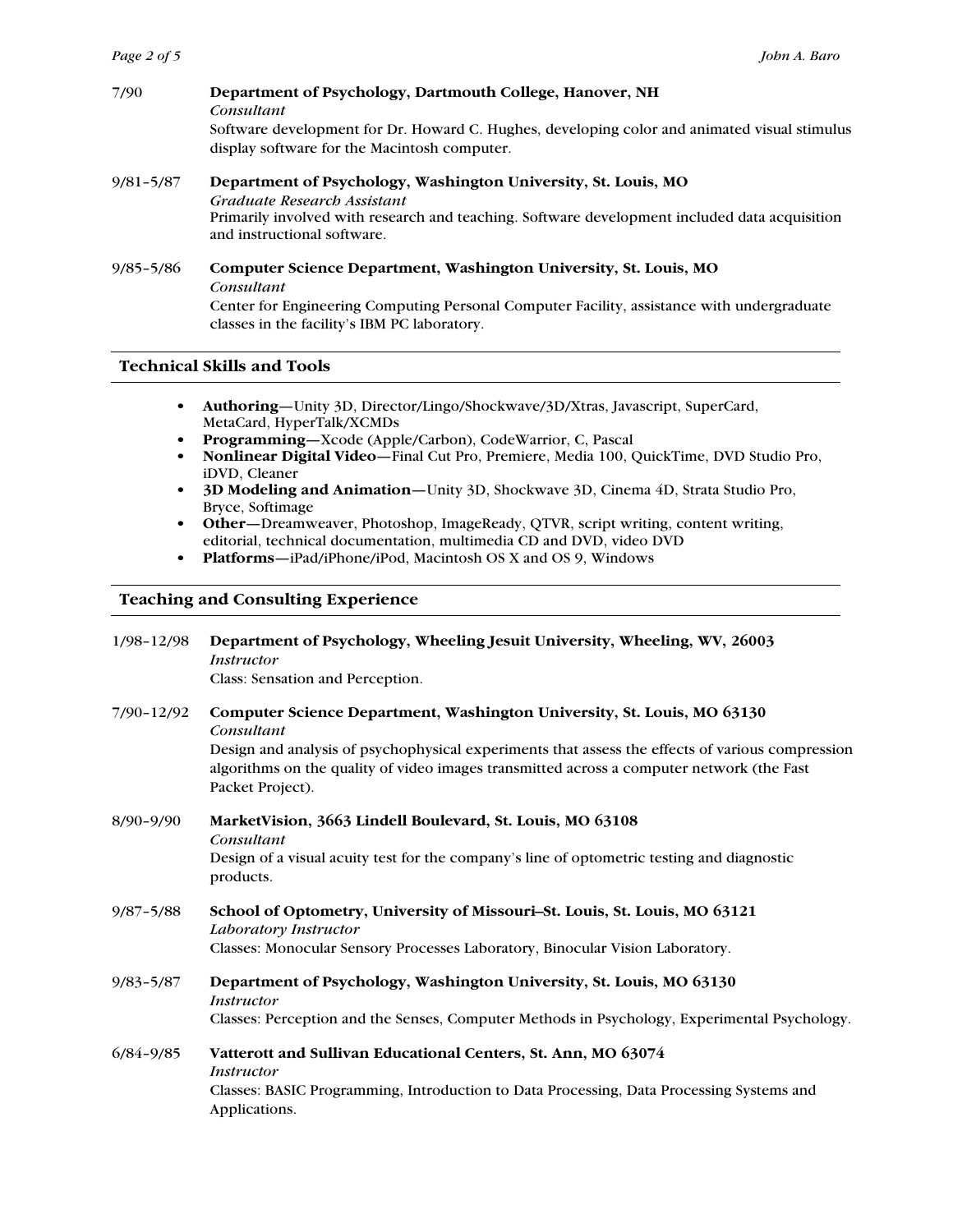7/90 **Department of Psychology, Dartmouth College, Hanover, NH**
*Consultant*
Software development for Dr. Howard C. Hughes, developing color and animated visual stimulus display software for the Macintosh computer.

9/81–5/87 **Department of Psychology, Washington University, St. Louis, MO**
*Graduate Research Assistant*
Primarily involved with research and teaching. Software development included data acquisition and instructional software.

9/85–5/86 **Computer Science Department, Washington University, St. Louis, MO**
*Consultant*
Center for Engineering Computing Personal Computer Facility, assistance with undergraduate classes in the facility's IBM PC laboratory.

## Technical Skills and Tools

- **Authoring**—Unity 3D, Director/Lingo/Shockwave/3D/Xtras, Javascript, SuperCard, MetaCard, HyperTalk/XCMDs
- **Programming**—Xcode (Apple/Carbon), CodeWarrior, C, Pascal
- **Nonlinear Digital Video**—Final Cut Pro, Premiere, Media 100, QuickTime, DVD Studio Pro, iDVD, Cleaner
- **3D Modeling and Animation**—Unity 3D, Shockwave 3D, Cinema 4D, Strata Studio Pro, Bryce, Softimage
- **Other**—Dreamweaver, Photoshop, ImageReady, QTVR, script writing, content writing, editorial, technical documentation, multimedia CD and DVD, video DVD
- **Platforms**—iPad/iPhone/iPod, Macintosh OS X and OS 9, Windows

## Teaching and Consulting Experience

1/98–12/98 **Department of Psychology, Wheeling Jesuit University, Wheeling, WV, 26003**
*Instructor*
Class: Sensation and Perception.

7/90–12/92 **Computer Science Department, Washington University, St. Louis, MO 63130**
*Consultant*
Design and analysis of psychophysical experiments that assess the effects of various compression algorithms on the quality of video images transmitted across a computer network (the Fast Packet Project).

8/90–9/90 **MarketVision, 3663 Lindell Boulevard, St. Louis, MO 63108**
*Consultant*
Design of a visual acuity test for the company's line of optometric testing and diagnostic products.

9/87–5/88 **School of Optometry, University of Missouri–St. Louis, St. Louis, MO 63121**
*Laboratory Instructor*
Classes: Monocular Sensory Processes Laboratory, Binocular Vision Laboratory.

9/83–5/87 **Department of Psychology, Washington University, St. Louis, MO 63130**
*Instructor*
Classes: Perception and the Senses, Computer Methods in Psychology, Experimental Psychology.

6/84–9/85 **Vatterott and Sullivan Educational Centers, St. Ann, MO 63074**
*Instructor*
Classes: BASIC Programming, Introduction to Data Processing, Data Processing Systems and Applications.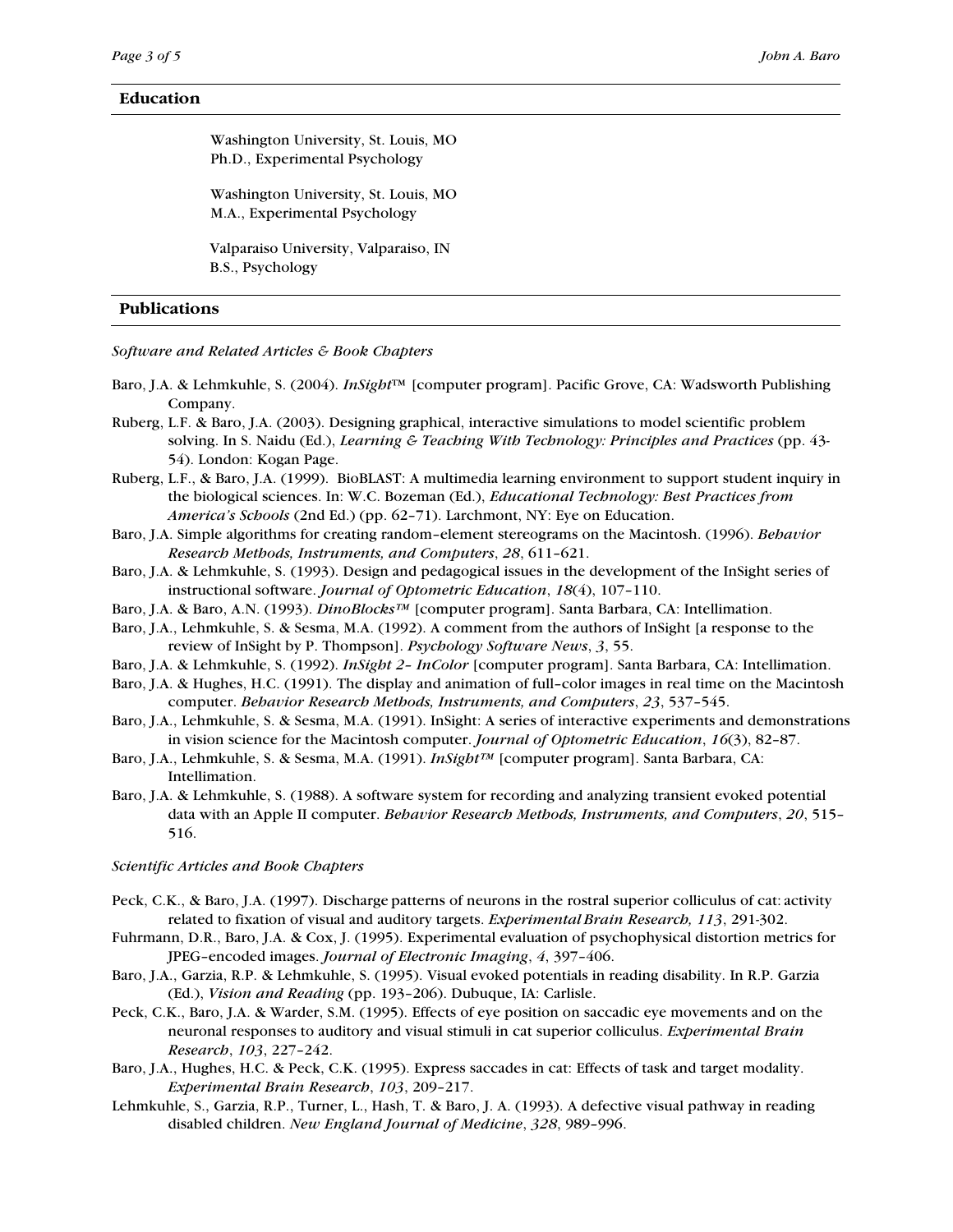## Education

Washington University, St. Louis, MO
Ph.D., Experimental Psychology

Washington University, St. Louis, MO
M.A., Experimental Psychology

Valparaiso University, Valparaiso, IN
B.S., Psychology

## Publications

*Software and Related Articles & Book Chapters*

Baro, J.A. & Lehmkuhle, S. (2004). *InSight™* [computer program]. Pacific Grove, CA: Wadsworth Publishing Company.

Ruberg, L.F. & Baro, J.A. (2003). Designing graphical, interactive simulations to model scientific problem solving. In S. Naidu (Ed.), *Learning & Teaching With Technology: Principles and Practices* (pp. 43-54). London: Kogan Page.

Ruberg, L.F., & Baro, J.A. (1999). BioBLAST: A multimedia learning environment to support student inquiry in the biological sciences. In: W.C. Bozeman (Ed.), *Educational Technology: Best Practices from America's Schools* (2nd Ed.) (pp. 62–71). Larchmont, NY: Eye on Education.

Baro, J.A. Simple algorithms for creating random–element stereograms on the Macintosh. (1996). *Behavior Research Methods, Instruments, and Computers*, *28*, 611–621.

Baro, J.A. & Lehmkuhle, S. (1993). Design and pedagogical issues in the development of the InSight series of instructional software. *Journal of Optometric Education*, *18*(4), 107–110.

Baro, J.A. & Baro, A.N. (1993). *DinoBlocks™* [computer program]. Santa Barbara, CA: Intellimation.

Baro, J.A., Lehmkuhle, S. & Sesma, M.A. (1992). A comment from the authors of InSight [a response to the review of InSight by P. Thompson]. *Psychology Software News*, *3*, 55.

Baro, J.A. & Lehmkuhle, S. (1992). *InSight 2– InColor* [computer program]. Santa Barbara, CA: Intellimation.

Baro, J.A. & Hughes, H.C. (1991). The display and animation of full–color images in real time on the Macintosh computer. *Behavior Research Methods, Instruments, and Computers*, *23*, 537–545.

Baro, J.A., Lehmkuhle, S. & Sesma, M.A. (1991). InSight: A series of interactive experiments and demonstrations in vision science for the Macintosh computer. *Journal of Optometric Education*, *16*(3), 82–87.

Baro, J.A., Lehmkuhle, S. & Sesma, M.A. (1991). *InSight™* [computer program]. Santa Barbara, CA: Intellimation.

Baro, J.A. & Lehmkuhle, S. (1988). A software system for recording and analyzing transient evoked potential data with an Apple II computer. *Behavior Research Methods, Instruments, and Computers*, *20*, 515–516.

*Scientific Articles and Book Chapters*

Peck, C.K., & Baro, J.A. (1997). Discharge patterns of neurons in the rostral superior colliculus of cat: activity related to fixation of visual and auditory targets. *Experimental Brain Research, 113*, 291-302.

Fuhrmann, D.R., Baro, J.A. & Cox, J. (1995). Experimental evaluation of psychophysical distortion metrics for JPEG–encoded images. *Journal of Electronic Imaging*, *4*, 397–406.

Baro, J.A., Garzia, R.P. & Lehmkuhle, S. (1995). Visual evoked potentials in reading disability. In R.P. Garzia (Ed.), *Vision and Reading* (pp. 193–206). Dubuque, IA: Carlisle.

Peck, C.K., Baro, J.A. & Warder, S.M. (1995). Effects of eye position on saccadic eye movements and on the neuronal responses to auditory and visual stimuli in cat superior colliculus. *Experimental Brain Research*, *103*, 227–242.

Baro, J.A., Hughes, H.C. & Peck, C.K. (1995). Express saccades in cat: Effects of task and target modality. *Experimental Brain Research*, *103*, 209–217.

Lehmkuhle, S., Garzia, R.P., Turner, L., Hash, T. & Baro, J. A. (1993). A defective visual pathway in reading disabled children. *New England Journal of Medicine*, *328*, 989–996.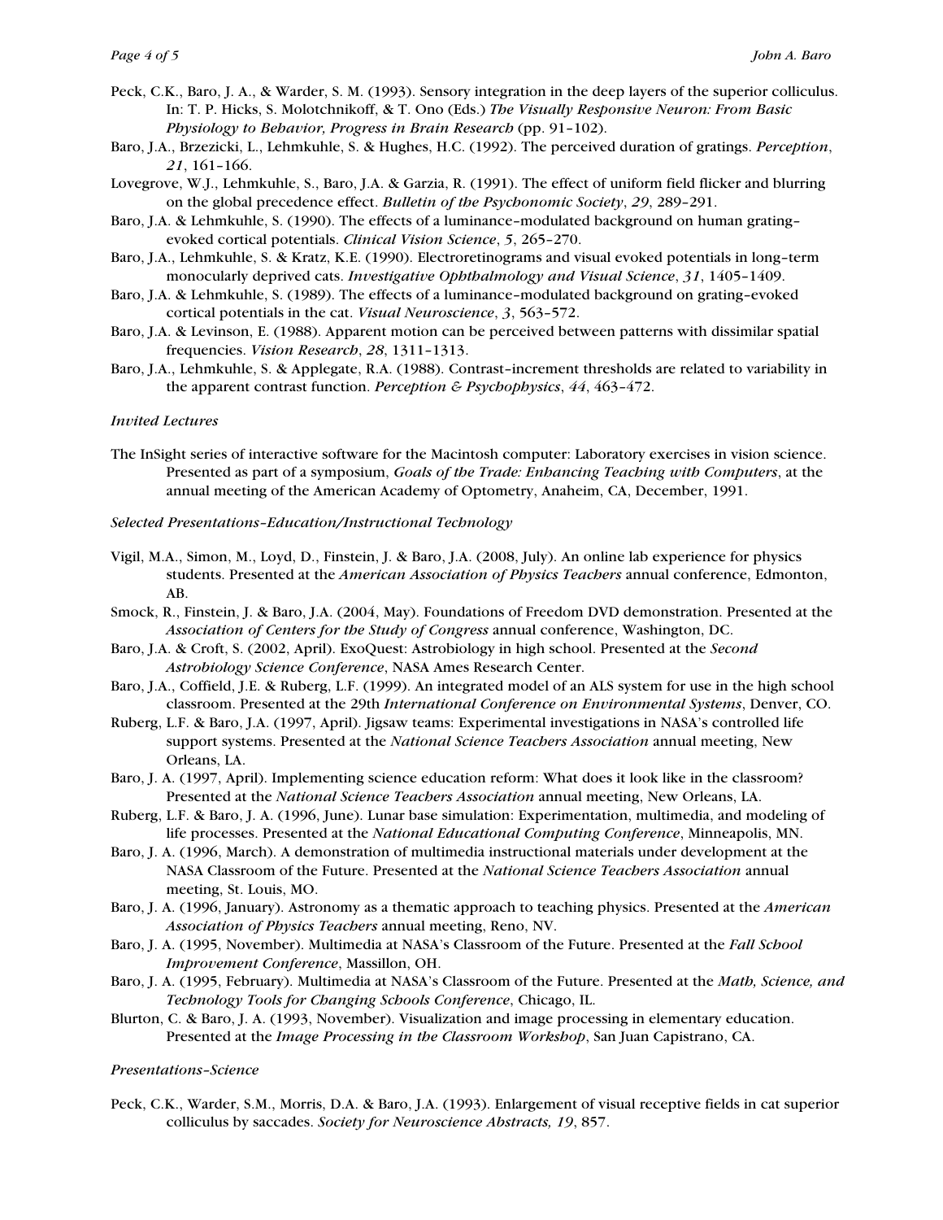Peck, C.K., Baro, J. A., & Warder, S. M. (1993). Sensory integration in the deep layers of the superior colliculus. In: T. P. Hicks, S. Molotchnikoff, & T. Ono (Eds.) *The Visually Responsive Neuron: From Basic Physiology to Behavior, Progress in Brain Research* (pp. 91–102).

Baro, J.A., Brzezicki, L., Lehmkuhle, S. & Hughes, H.C. (1992). The perceived duration of gratings. *Perception*, *21*, 161–166.

Lovegrove, W.J., Lehmkuhle, S., Baro, J.A. & Garzia, R. (1991). The effect of uniform field flicker and blurring on the global precedence effect. *Bulletin of the Psychonomic Society*, *29*, 289–291.

Baro, J.A. & Lehmkuhle, S. (1990). The effects of a luminance–modulated background on human grating–evoked cortical potentials. *Clinical Vision Science*, *5*, 265–270.

Baro, J.A., Lehmkuhle, S. & Kratz, K.E. (1990). Electroretinograms and visual evoked potentials in long–term monocularly deprived cats. *Investigative Ophthalmology and Visual Science*, *31*, 1405–1409.

Baro, J.A. & Lehmkuhle, S. (1989). The effects of a luminance–modulated background on grating–evoked cortical potentials in the cat. *Visual Neuroscience*, *3*, 563–572.

Baro, J.A. & Levinson, E. (1988). Apparent motion can be perceived between patterns with dissimilar spatial frequencies. *Vision Research*, *28*, 1311–1313.

Baro, J.A., Lehmkuhle, S. & Applegate, R.A. (1988). Contrast–increment thresholds are related to variability in the apparent contrast function. *Perception & Psychophysics*, *44*, 463–472.

*Invited Lectures*

The InSight series of interactive software for the Macintosh computer: Laboratory exercises in vision science. Presented as part of a symposium, *Goals of the Trade: Enhancing Teaching with Computers*, at the annual meeting of the American Academy of Optometry, Anaheim, CA, December, 1991.

*Selected Presentations–Education/Instructional Technology*

Vigil, M.A., Simon, M., Loyd, D., Finstein, J. & Baro, J.A. (2008, July). An online lab experience for physics students. Presented at the *American Association of Physics Teachers* annual conference, Edmonton, AB.

Smock, R., Finstein, J. & Baro, J.A. (2004, May). Foundations of Freedom DVD demonstration. Presented at the *Association of Centers for the Study of Congress* annual conference, Washington, DC.

Baro, J.A. & Croft, S. (2002, April). ExoQuest: Astrobiology in high school. Presented at the *Second Astrobiology Science Conference*, NASA Ames Research Center.

Baro, J.A., Coffield, J.E. & Ruberg, L.F. (1999). An integrated model of an ALS system for use in the high school classroom. Presented at the 29th *International Conference on Environmental Systems*, Denver, CO.

Ruberg, L.F. & Baro, J.A. (1997, April). Jigsaw teams: Experimental investigations in NASA's controlled life support systems. Presented at the *National Science Teachers Association* annual meeting, New Orleans, LA.

Baro, J. A. (1997, April). Implementing science education reform: What does it look like in the classroom? Presented at the *National Science Teachers Association* annual meeting, New Orleans, LA.

Ruberg, L.F. & Baro, J. A. (1996, June). Lunar base simulation: Experimentation, multimedia, and modeling of life processes. Presented at the *National Educational Computing Conference*, Minneapolis, MN.

Baro, J. A. (1996, March). A demonstration of multimedia instructional materials under development at the NASA Classroom of the Future. Presented at the *National Science Teachers Association* annual meeting, St. Louis, MO.

Baro, J. A. (1996, January). Astronomy as a thematic approach to teaching physics. Presented at the *American Association of Physics Teachers* annual meeting, Reno, NV.

Baro, J. A. (1995, November). Multimedia at NASA's Classroom of the Future. Presented at the *Fall School Improvement Conference*, Massillon, OH.

Baro, J. A. (1995, February). Multimedia at NASA's Classroom of the Future. Presented at the *Math, Science, and Technology Tools for Changing Schools Conference*, Chicago, IL.

Blurton, C. & Baro, J. A. (1993, November). Visualization and image processing in elementary education. Presented at the *Image Processing in the Classroom Workshop*, San Juan Capistrano, CA.

*Presentations–Science*

Peck, C.K., Warder, S.M., Morris, D.A. & Baro, J.A. (1993). Enlargement of visual receptive fields in cat superior colliculus by saccades. *Society for Neuroscience Abstracts, 19*, 857.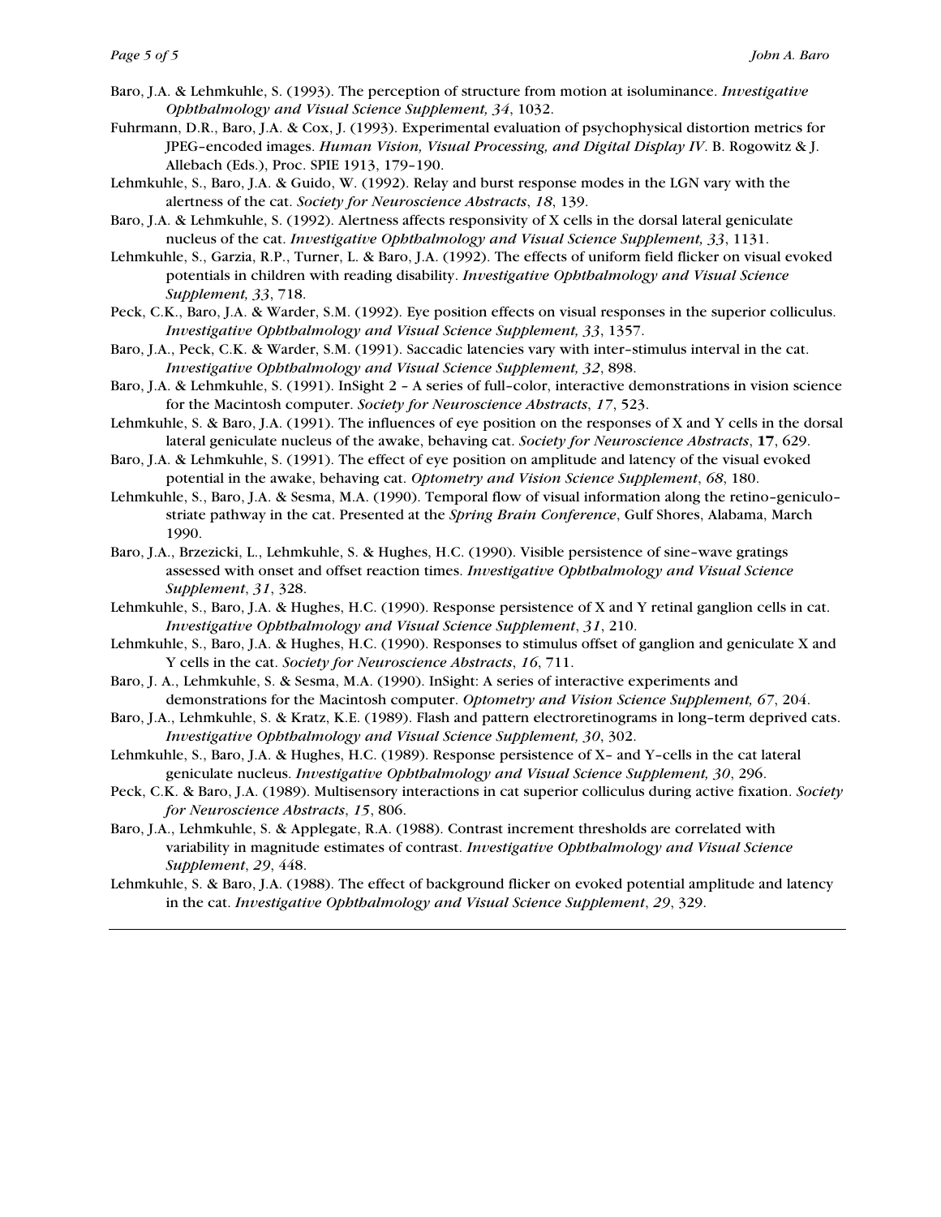Baro, J.A. & Lehmkuhle, S. (1993). The perception of structure from motion at isoluminance. *Investigative Ophthalmology and Visual Science Supplement, 34*, 1032.

Fuhrmann, D.R., Baro, J.A. & Cox, J. (1993). Experimental evaluation of psychophysical distortion metrics for JPEG–encoded images. *Human Vision, Visual Processing, and Digital Display IV*. B. Rogowitz & J. Allebach (Eds.), Proc. SPIE 1913, 179–190.

Lehmkuhle, S., Baro, J.A. & Guido, W. (1992). Relay and burst response modes in the LGN vary with the alertness of the cat. *Society for Neuroscience Abstracts*, *18*, 139.

Baro, J.A. & Lehmkuhle, S. (1992). Alertness affects responsivity of X cells in the dorsal lateral geniculate nucleus of the cat. *Investigative Ophthalmology and Visual Science Supplement, 33*, 1131.

Lehmkuhle, S., Garzia, R.P., Turner, L. & Baro, J.A. (1992). The effects of uniform field flicker on visual evoked potentials in children with reading disability. *Investigative Ophthalmology and Visual Science Supplement, 33*, 718.

Peck, C.K., Baro, J.A. & Warder, S.M. (1992). Eye position effects on visual responses in the superior colliculus. *Investigative Ophthalmology and Visual Science Supplement, 33*, 1357.

Baro, J.A., Peck, C.K. & Warder, S.M. (1991). Saccadic latencies vary with inter–stimulus interval in the cat. *Investigative Ophthalmology and Visual Science Supplement, 32*, 898.

Baro, J.A. & Lehmkuhle, S. (1991). InSight 2 – A series of full–color, interactive demonstrations in vision science for the Macintosh computer. *Society for Neuroscience Abstracts*, *17*, 523.

Lehmkuhle, S. & Baro, J.A. (1991). The influences of eye position on the responses of X and Y cells in the dorsal lateral geniculate nucleus of the awake, behaving cat. *Society for Neuroscience Abstracts*, **17**, 629.

Baro, J.A. & Lehmkuhle, S. (1991). The effect of eye position on amplitude and latency of the visual evoked potential in the awake, behaving cat. *Optometry and Vision Science Supplement*, *68*, 180.

Lehmkuhle, S., Baro, J.A. & Sesma, M.A. (1990). Temporal flow of visual information along the retino–geniculo–striate pathway in the cat. Presented at the *Spring Brain Conference*, Gulf Shores, Alabama, March 1990.

Baro, J.A., Brzezicki, L., Lehmkuhle, S. & Hughes, H.C. (1990). Visible persistence of sine–wave gratings assessed with onset and offset reaction times. *Investigative Ophthalmology and Visual Science Supplement*, *31*, 328.

Lehmkuhle, S., Baro, J.A. & Hughes, H.C. (1990). Response persistence of X and Y retinal ganglion cells in cat. *Investigative Ophthalmology and Visual Science Supplement*, *31*, 210.

Lehmkuhle, S., Baro, J.A. & Hughes, H.C. (1990). Responses to stimulus offset of ganglion and geniculate X and Y cells in the cat. *Society for Neuroscience Abstracts*, *16*, 711.

Baro, J. A., Lehmkuhle, S. & Sesma, M.A. (1990). InSight: A series of interactive experiments and demonstrations for the Macintosh computer. *Optometry and Vision Science Supplement, 67*, 204.

Baro, J.A., Lehmkuhle, S. & Kratz, K.E. (1989). Flash and pattern electroretinograms in long–term deprived cats. *Investigative Ophthalmology and Visual Science Supplement, 30*, 302.

Lehmkuhle, S., Baro, J.A. & Hughes, H.C. (1989). Response persistence of X– and Y–cells in the cat lateral geniculate nucleus. *Investigative Ophthalmology and Visual Science Supplement, 30*, 296.

Peck, C.K. & Baro, J.A. (1989). Multisensory interactions in cat superior colliculus during active fixation. *Society for Neuroscience Abstracts*, *15*, 806.

Baro, J.A., Lehmkuhle, S. & Applegate, R.A. (1988). Contrast increment thresholds are correlated with variability in magnitude estimates of contrast. *Investigative Ophthalmology and Visual Science Supplement*, *29*, 448.

Lehmkuhle, S. & Baro, J.A. (1988). The effect of background flicker on evoked potential amplitude and latency in the cat. *Investigative Ophthalmology and Visual Science Supplement*, *29*, 329.